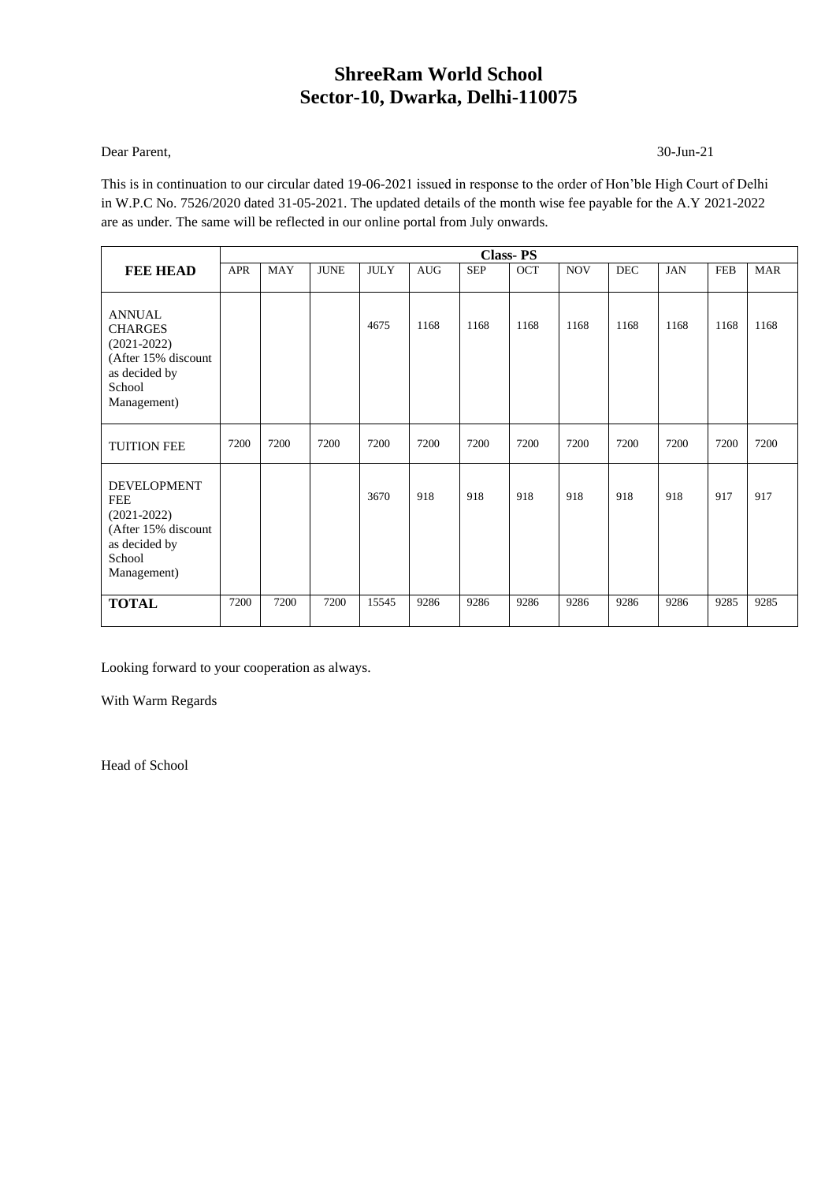# ShreeRam World School
# Sector-10, Dwarka, Delhi-110075

Dear Parent,

30-Jun-21

This is in continuation to our circular dated 19-06-2021 issued in response to the order of Hon'ble High Court of Delhi in W.P.C No. 7526/2020 dated 31-05-2021. The updated details of the month wise fee payable for the A.Y 2021-2022 are as under. The same will be reflected in our online portal from July onwards.

| **FEE HEAD** | **Class- PS** | | | | | | | | | | | |
|---|---|---|---|---|---|---|---|---|---|---|---|---|
| | APR | MAY | JUNE | JULY | AUG | SEP | OCT | NOV | DEC | JAN | FEB | MAR |
| ANNUAL CHARGES (2021-2022) (After 15% discount as decided by School Management) | | | | 4675 | 1168 | 1168 | 1168 | 1168 | 1168 | 1168 | 1168 | 1168 |
| TUITION FEE | 7200 | 7200 | 7200 | 7200 | 7200 | 7200 | 7200 | 7200 | 7200 | 7200 | 7200 | 7200 |
| DEVELOPMENT FEE (2021-2022) (After 15% discount as decided by School Management) | | | | 3670 | 918 | 918 | 918 | 918 | 918 | 918 | 917 | 917 |
| **TOTAL** | 7200 | 7200 | 7200 | 15545 | 9286 | 9286 | 9286 | 9286 | 9286 | 9286 | 9285 | 9285 |

Looking forward to your cooperation as always.

With Warm Regards

Head of School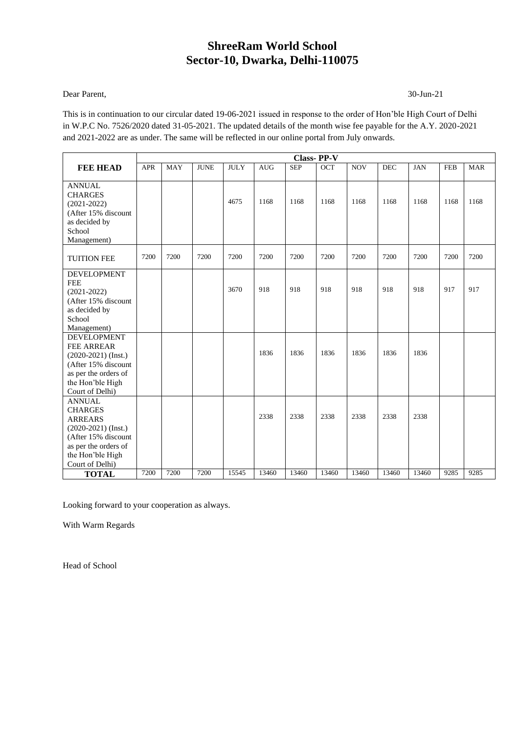# ShreeRam World School
## Sector-10, Dwarka, Delhi-110075

Dear Parent, 30-Jun-21

This is in continuation to our circular dated 19-06-2021 issued in response to the order of Hon'ble High Court of Delhi in W.P.C No. 7526/2020 dated 31-05-2021. The updated details of the month wise fee payable for the A.Y. 2020-2021 and 2021-2022 are as under. The same will be reflected in our online portal from July onwards.

| FEE HEAD | Class- PP-V | | | | | | | | | | | |
|---|---|---|---|---|---|---|---|---|---|---|---|---|
| | APR | MAY | JUNE | JULY | AUG | SEP | OCT | NOV | DEC | JAN | FEB | MAR |
| ANNUAL CHARGES (2021-2022) (After 15% discount as decided by School Management) | | | | 4675 | 1168 | 1168 | 1168 | 1168 | 1168 | 1168 | 1168 | 1168 |
| TUITION FEE | 7200 | 7200 | 7200 | 7200 | 7200 | 7200 | 7200 | 7200 | 7200 | 7200 | 7200 | 7200 |
| DEVELOPMENT FEE (2021-2022) (After 15% discount as decided by School Management) | | | | 3670 | 918 | 918 | 918 | 918 | 918 | 918 | 917 | 917 |
| DEVELOPMENT FEE ARREAR (2020-2021) (Inst.) (After 15% discount as per the orders of the Hon'ble High Court of Delhi) | | | | | 1836 | 1836 | 1836 | 1836 | 1836 | 1836 | | |
| ANNUAL CHARGES ARREARS (2020-2021) (Inst.) (After 15% discount as per the orders of the Hon'ble High Court of Delhi) | | | | | 2338 | 2338 | 2338 | 2338 | 2338 | 2338 | | |
| **TOTAL** | 7200 | 7200 | 7200 | 15545 | 13460 | 13460 | 13460 | 13460 | 13460 | 13460 | 9285 | 9285 |

Looking forward to your cooperation as always.

With Warm Regards

Head of School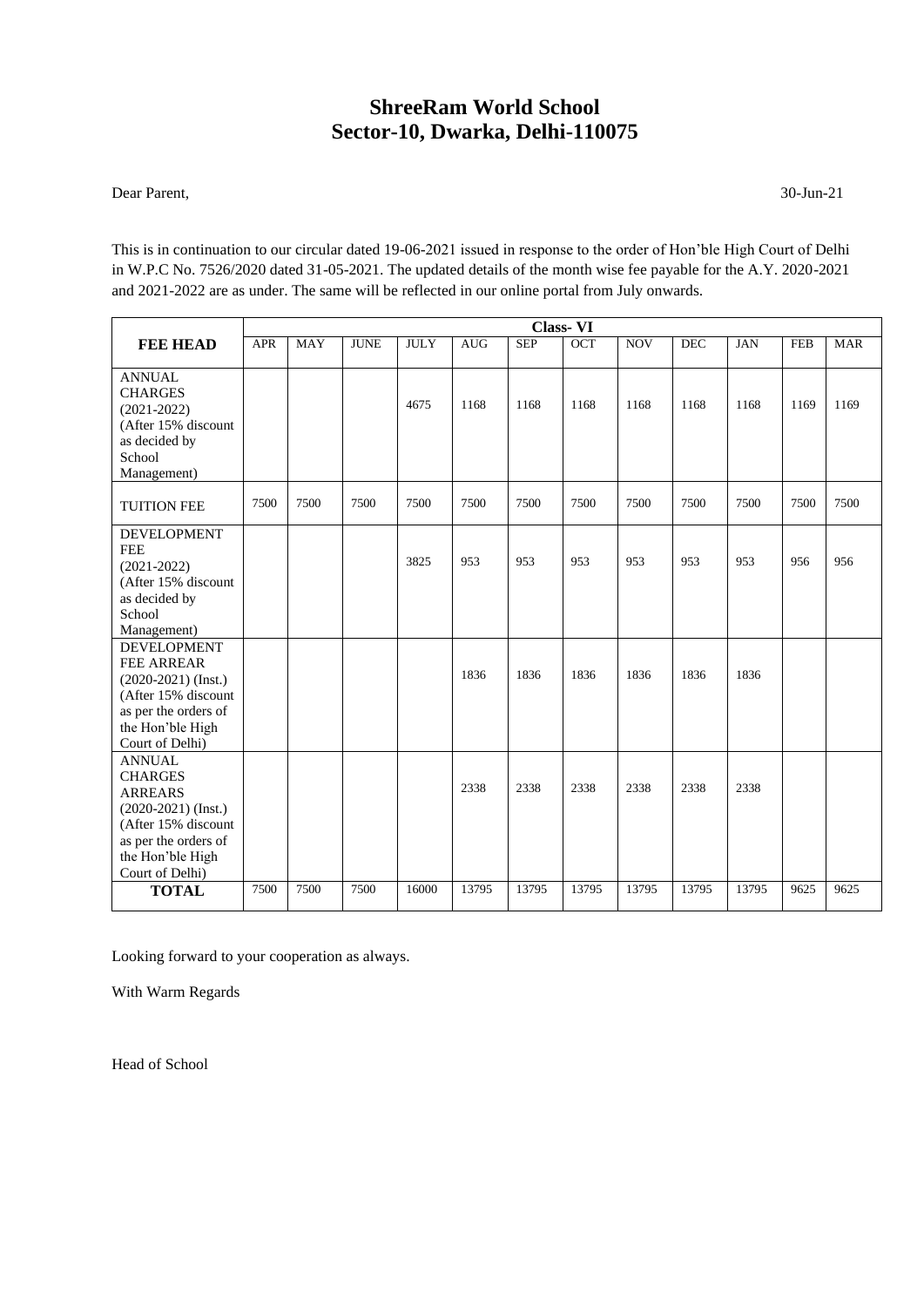# ShreeRam World School
# Sector-10, Dwarka, Delhi-110075

Dear Parent,

30-Jun-21

This is in continuation to our circular dated 19-06-2021 issued in response to the order of Hon'ble High Court of Delhi in W.P.C No. 7526/2020 dated 31-05-2021. The updated details of the month wise fee payable for the A.Y. 2020-2021 and 2021-2022 are as under. The same will be reflected in our online portal from July onwards.

| | Class- VI | | | | | | | | | | | |
|---|---|---|---|---|---|---|---|---|---|---|---|---|
| **FEE HEAD** | APR | MAY | JUNE | JULY | AUG | SEP | OCT | NOV | DEC | JAN | FEB | MAR |
| ANNUAL CHARGES (2021-2022) (After 15% discount as decided by School Management) | | | | 4675 | 1168 | 1168 | 1168 | 1168 | 1168 | 1168 | 1169 | 1169 |
| TUITION FEE | 7500 | 7500 | 7500 | 7500 | 7500 | 7500 | 7500 | 7500 | 7500 | 7500 | 7500 | 7500 |
| DEVELOPMENT FEE (2021-2022) (After 15% discount as decided by School Management) | | | | 3825 | 953 | 953 | 953 | 953 | 953 | 953 | 956 | 956 |
| DEVELOPMENT FEE ARREAR (2020-2021) (Inst.) (After 15% discount as per the orders of the Hon'ble High Court of Delhi) | | | | | 1836 | 1836 | 1836 | 1836 | 1836 | 1836 | | |
| ANNUAL CHARGES ARREARS (2020-2021) (Inst.) (After 15% discount as per the orders of the Hon'ble High Court of Delhi) | | | | | 2338 | 2338 | 2338 | 2338 | 2338 | 2338 | | |
| **TOTAL** | 7500 | 7500 | 7500 | 16000 | 13795 | 13795 | 13795 | 13795 | 13795 | 13795 | 9625 | 9625 |

Looking forward to your cooperation as always.

With Warm Regards

Head of School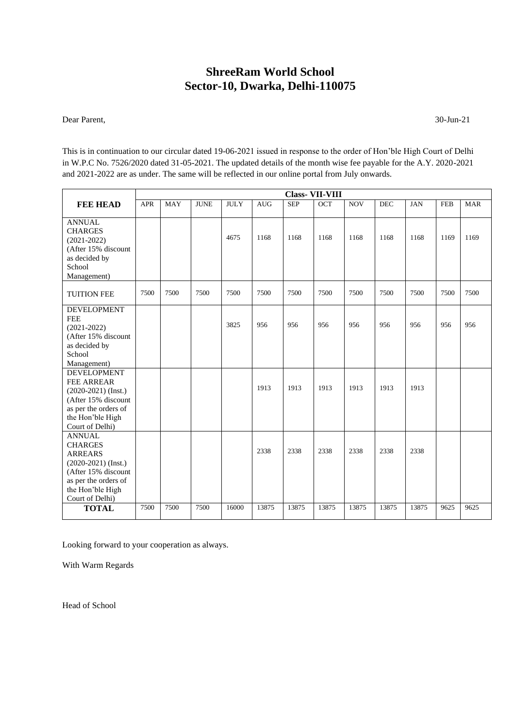# ShreeRam World School
# Sector-10, Dwarka, Delhi-110075

Dear Parent,

30-Jun-21

This is in continuation to our circular dated 19-06-2021 issued in response to the order of Hon'ble High Court of Delhi in W.P.C No. 7526/2020 dated 31-05-2021. The updated details of the month wise fee payable for the A.Y. 2020-2021 and 2021-2022 are as under. The same will be reflected in our online portal from July onwards.

| | Class- VII-VIII | | | | | | | | | | | |
|---|---|---|---|---|---|---|---|---|---|---|---|---|
| **FEE HEAD** | APR | MAY | JUNE | JULY | AUG | SEP | OCT | NOV | DEC | JAN | FEB | MAR |
| ANNUAL CHARGES (2021-2022) (After 15% discount as decided by School Management) | | | | 4675 | 1168 | 1168 | 1168 | 1168 | 1168 | 1168 | 1169 | 1169 |
| TUITION FEE | 7500 | 7500 | 7500 | 7500 | 7500 | 7500 | 7500 | 7500 | 7500 | 7500 | 7500 | 7500 |
| DEVELOPMENT FEE (2021-2022) (After 15% discount as decided by School Management) | | | | 3825 | 956 | 956 | 956 | 956 | 956 | 956 | 956 | 956 |
| DEVELOPMENT FEE ARREAR (2020-2021) (Inst.) (After 15% discount as per the orders of the Hon'ble High Court of Delhi) | | | | | 1913 | 1913 | 1913 | 1913 | 1913 | 1913 | | |
| ANNUAL CHARGES ARREARS (2020-2021) (Inst.) (After 15% discount as per the orders of the Hon'ble High Court of Delhi) | | | | | 2338 | 2338 | 2338 | 2338 | 2338 | 2338 | | |
| **TOTAL** | 7500 | 7500 | 7500 | 16000 | 13875 | 13875 | 13875 | 13875 | 13875 | 13875 | 9625 | 9625 |

Looking forward to your cooperation as always.

With Warm Regards

Head of School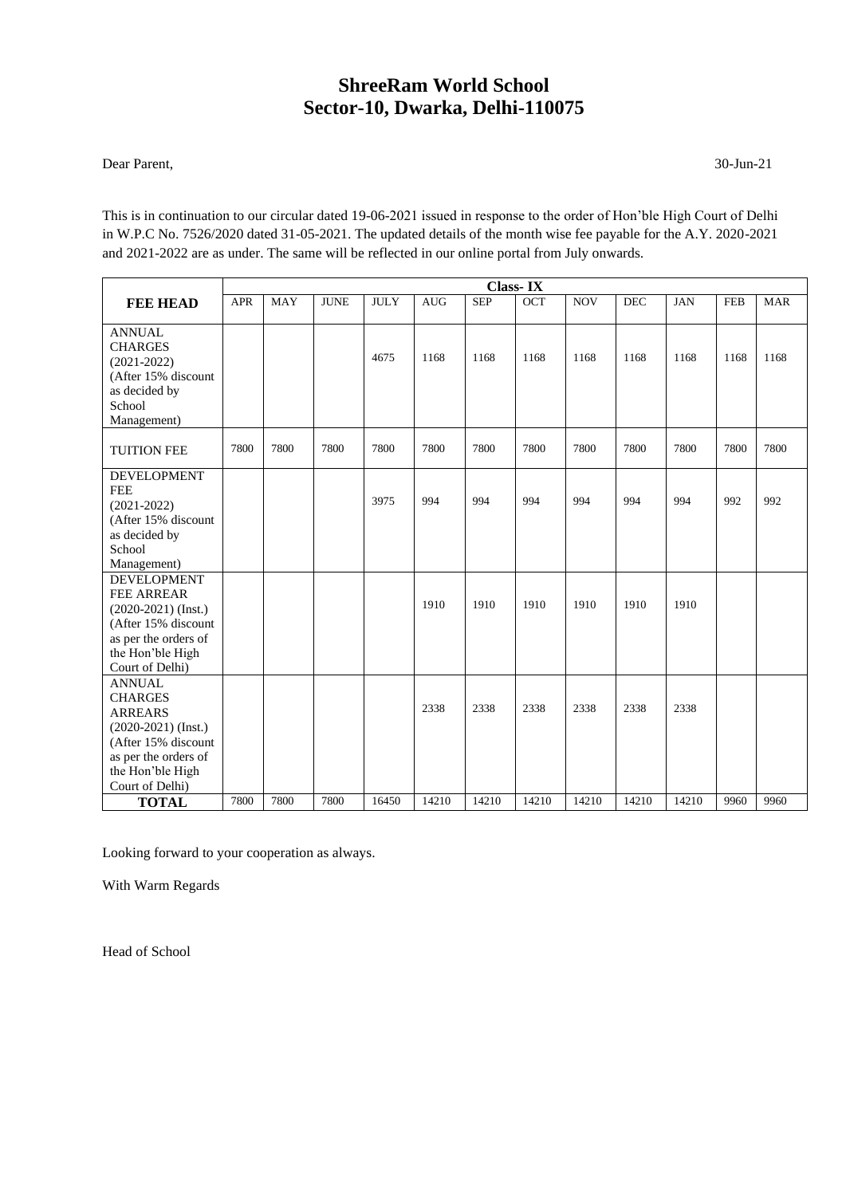# ShreeRam World School
# Sector-10, Dwarka, Delhi-110075

Dear Parent,

30-Jun-21

This is in continuation to our circular dated 19-06-2021 issued in response to the order of Hon'ble High Court of Delhi in W.P.C No. 7526/2020 dated 31-05-2021. The updated details of the month wise fee payable for the A.Y. 2020-2021 and 2021-2022 are as under. The same will be reflected in our online portal from July onwards.

| **FEE HEAD** | **Class- IX** | | | | | | | | | | | |
|---|---|---|---|---|---|---|---|---|---|---|---|---|
| | APR | MAY | JUNE | JULY | AUG | SEP | OCT | NOV | DEC | JAN | FEB | MAR |
| ANNUAL CHARGES (2021-2022) (After 15% discount as decided by School Management) | | | | 4675 | 1168 | 1168 | 1168 | 1168 | 1168 | 1168 | 1168 | 1168 |
| TUITION FEE | 7800 | 7800 | 7800 | 7800 | 7800 | 7800 | 7800 | 7800 | 7800 | 7800 | 7800 | 7800 |
| DEVELOPMENT FEE (2021-2022) (After 15% discount as decided by School Management) | | | | 3975 | 994 | 994 | 994 | 994 | 994 | 994 | 992 | 992 |
| DEVELOPMENT FEE ARREAR (2020-2021) (Inst.) (After 15% discount as per the orders of the Hon'ble High Court of Delhi) | | | | | 1910 | 1910 | 1910 | 1910 | 1910 | 1910 | | |
| ANNUAL CHARGES ARREARS (2020-2021) (Inst.) (After 15% discount as per the orders of the Hon'ble High Court of Delhi) | | | | | 2338 | 2338 | 2338 | 2338 | 2338 | 2338 | | |
| **TOTAL** | 7800 | 7800 | 7800 | 16450 | 14210 | 14210 | 14210 | 14210 | 14210 | 14210 | 9960 | 9960 |

Looking forward to your cooperation as always.

With Warm Regards

Head of School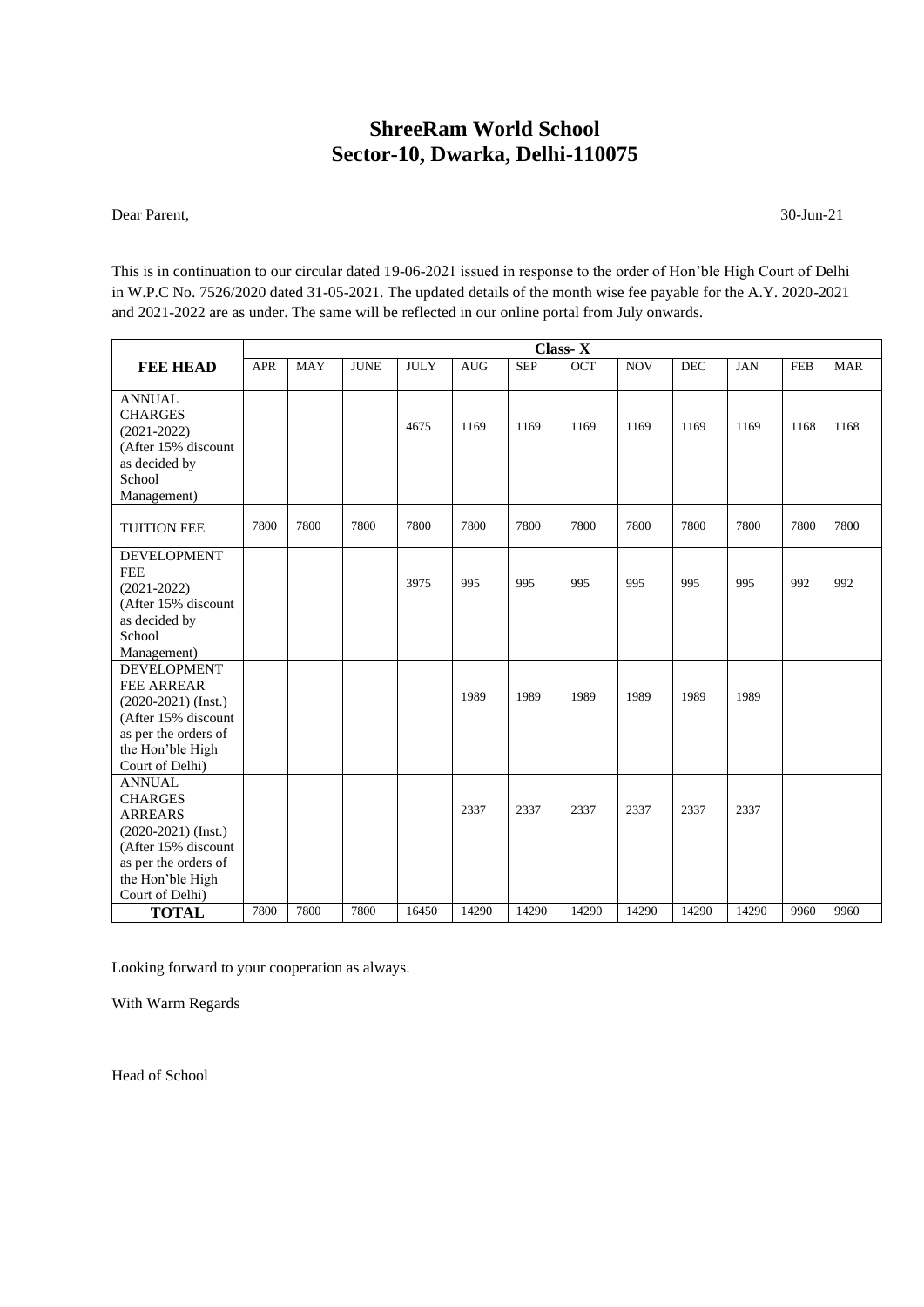# ShreeRam World School
# Sector-10, Dwarka, Delhi-110075

Dear Parent, 30-Jun-21

This is in continuation to our circular dated 19-06-2021 issued in response to the order of Hon'ble High Court of Delhi in W.P.C No. 7526/2020 dated 31-05-2021. The updated details of the month wise fee payable for the A.Y. 2020-2021 and 2021-2022 are as under. The same will be reflected in our online portal from July onwards.

| | Class- X | | | | | | | | | | | |
|---|---|---|---|---|---|---|---|---|---|---|---|---|
| **FEE HEAD** | APR | MAY | JUNE | JULY | AUG | SEP | OCT | NOV | DEC | JAN | FEB | MAR |
| ANNUAL CHARGES (2021-2022) (After 15% discount as decided by School Management) | | | | 4675 | 1169 | 1169 | 1169 | 1169 | 1169 | 1169 | 1168 | 1168 |
| TUITION FEE | 7800 | 7800 | 7800 | 7800 | 7800 | 7800 | 7800 | 7800 | 7800 | 7800 | 7800 | 7800 |
| DEVELOPMENT FEE (2021-2022) (After 15% discount as decided by School Management) | | | | 3975 | 995 | 995 | 995 | 995 | 995 | 995 | 992 | 992 |
| DEVELOPMENT FEE ARREAR (2020-2021) (Inst.) (After 15% discount as per the orders of the Hon'ble High Court of Delhi) | | | | | 1989 | 1989 | 1989 | 1989 | 1989 | 1989 | | |
| ANNUAL CHARGES ARREARS (2020-2021) (Inst.) (After 15% discount as per the orders of the Hon'ble High Court of Delhi) | | | | | 2337 | 2337 | 2337 | 2337 | 2337 | 2337 | | |
| **TOTAL** | 7800 | 7800 | 7800 | 16450 | 14290 | 14290 | 14290 | 14290 | 14290 | 14290 | 9960 | 9960 |

Looking forward to your cooperation as always.

With Warm Regards

Head of School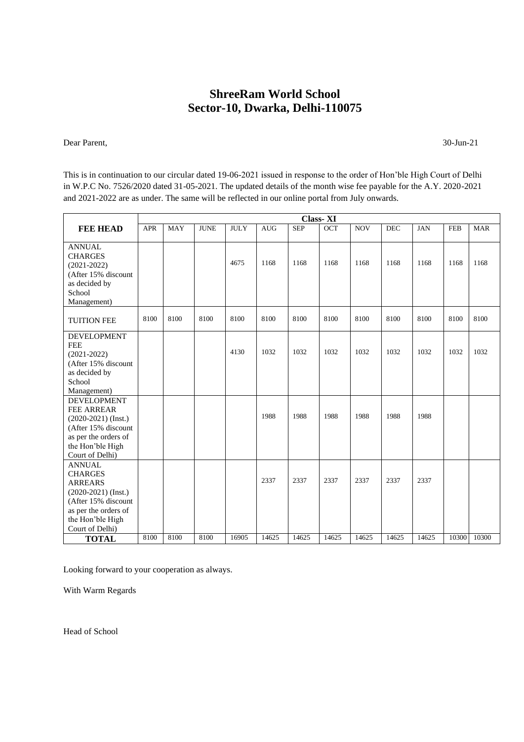# ShreeRam World School
# Sector-10, Dwarka, Delhi-110075

Dear Parent,

30-Jun-21

This is in continuation to our circular dated 19-06-2021 issued in response to the order of Hon'ble High Court of Delhi in W.P.C No. 7526/2020 dated 31-05-2021. The updated details of the month wise fee payable for the A.Y. 2020-2021 and 2021-2022 are as under. The same will be reflected in our online portal from July onwards.

| FEE HEAD | Class- XI | | | | | | | | | | | |
|---|---|---|---|---|---|---|---|---|---|---|---|---|
| | APR | MAY | JUNE | JULY | AUG | SEP | OCT | NOV | DEC | JAN | FEB | MAR |
| ANNUAL CHARGES (2021-2022) (After 15% discount as decided by School Management) | | | | 4675 | 1168 | 1168 | 1168 | 1168 | 1168 | 1168 | 1168 | 1168 |
| TUITION FEE | 8100 | 8100 | 8100 | 8100 | 8100 | 8100 | 8100 | 8100 | 8100 | 8100 | 8100 | 8100 |
| DEVELOPMENT FEE (2021-2022) (After 15% discount as decided by School Management) | | | | 4130 | 1032 | 1032 | 1032 | 1032 | 1032 | 1032 | 1032 | 1032 |
| DEVELOPMENT FEE ARREAR (2020-2021) (Inst.) (After 15% discount as per the orders of the Hon'ble High Court of Delhi) | | | | | 1988 | 1988 | 1988 | 1988 | 1988 | 1988 | | |
| ANNUAL CHARGES ARREARS (2020-2021) (Inst.) (After 15% discount as per the orders of the Hon'ble High Court of Delhi) | | | | | 2337 | 2337 | 2337 | 2337 | 2337 | 2337 | | |
| **TOTAL** | 8100 | 8100 | 8100 | 16905 | 14625 | 14625 | 14625 | 14625 | 14625 | 14625 | 10300 | 10300 |

Looking forward to your cooperation as always.

With Warm Regards

Head of School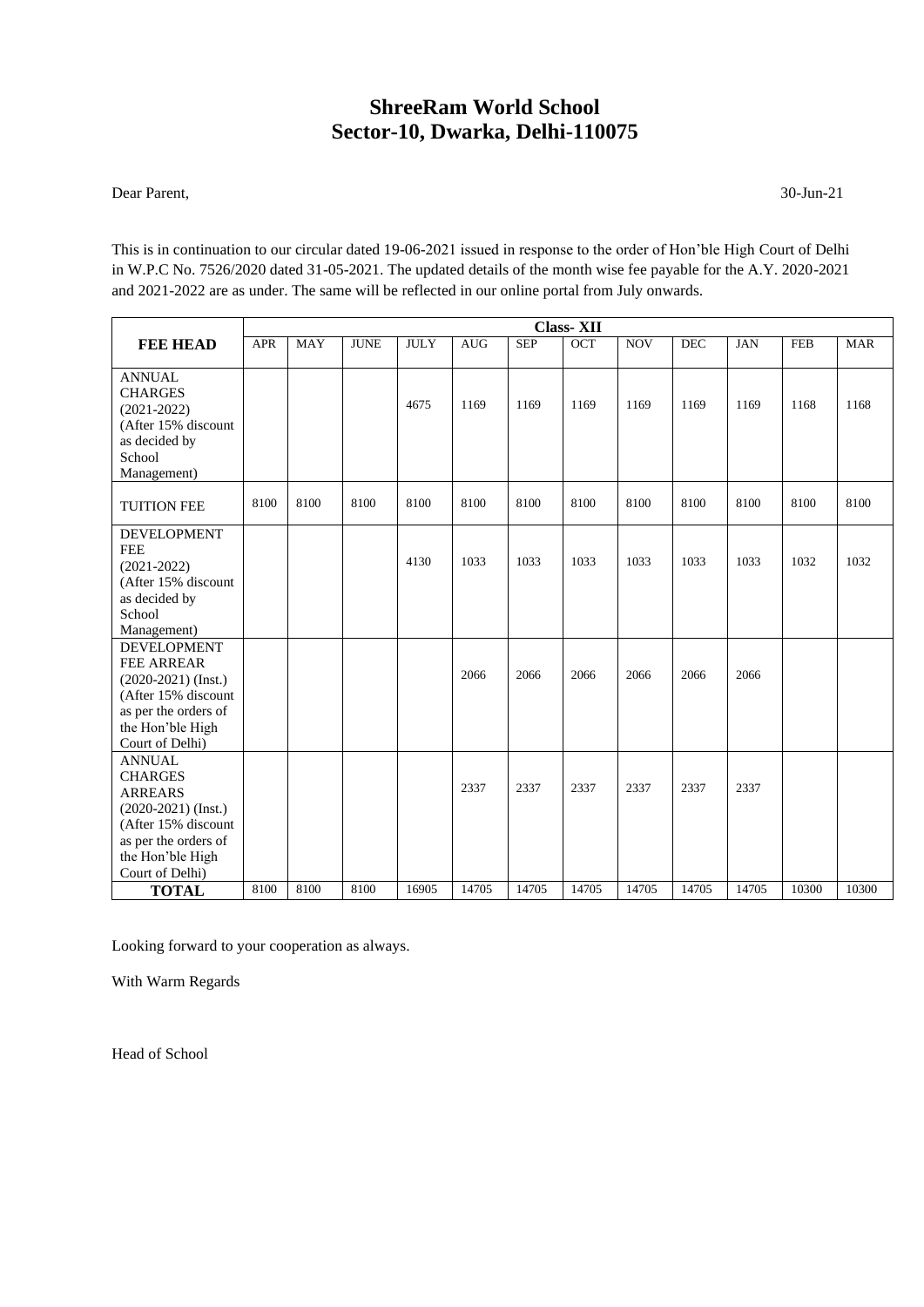# ShreeRam World School
# Sector-10, Dwarka, Delhi-110075

Dear Parent,

30-Jun-21

This is in continuation to our circular dated 19-06-2021 issued in response to the order of Hon'ble High Court of Delhi in W.P.C No. 7526/2020 dated 31-05-2021. The updated details of the month wise fee payable for the A.Y. 2020-2021 and 2021-2022 are as under. The same will be reflected in our online portal from July onwards.

| | Class- XII | | | | | | | | | | | |
|---|---|---|---|---|---|---|---|---|---|---|---|---|
| **FEE HEAD** | APR | MAY | JUNE | JULY | AUG | SEP | OCT | NOV | DEC | JAN | FEB | MAR |
| ANNUAL CHARGES (2021-2022) (After 15% discount as decided by School Management) | | | | 4675 | 1169 | 1169 | 1169 | 1169 | 1169 | 1169 | 1168 | 1168 |
| TUITION FEE | 8100 | 8100 | 8100 | 8100 | 8100 | 8100 | 8100 | 8100 | 8100 | 8100 | 8100 | 8100 |
| DEVELOPMENT FEE (2021-2022) (After 15% discount as decided by School Management) | | | | 4130 | 1033 | 1033 | 1033 | 1033 | 1033 | 1033 | 1032 | 1032 |
| DEVELOPMENT FEE ARREAR (2020-2021) (Inst.) (After 15% discount as per the orders of the Hon'ble High Court of Delhi) | | | | | 2066 | 2066 | 2066 | 2066 | 2066 | 2066 | | |
| ANNUAL CHARGES ARREARS (2020-2021) (Inst.) (After 15% discount as per the orders of the Hon'ble High Court of Delhi) | | | | | 2337 | 2337 | 2337 | 2337 | 2337 | 2337 | | |
| **TOTAL** | 8100 | 8100 | 8100 | 16905 | 14705 | 14705 | 14705 | 14705 | 14705 | 14705 | 10300 | 10300 |

Looking forward to your cooperation as always.

With Warm Regards

Head of School